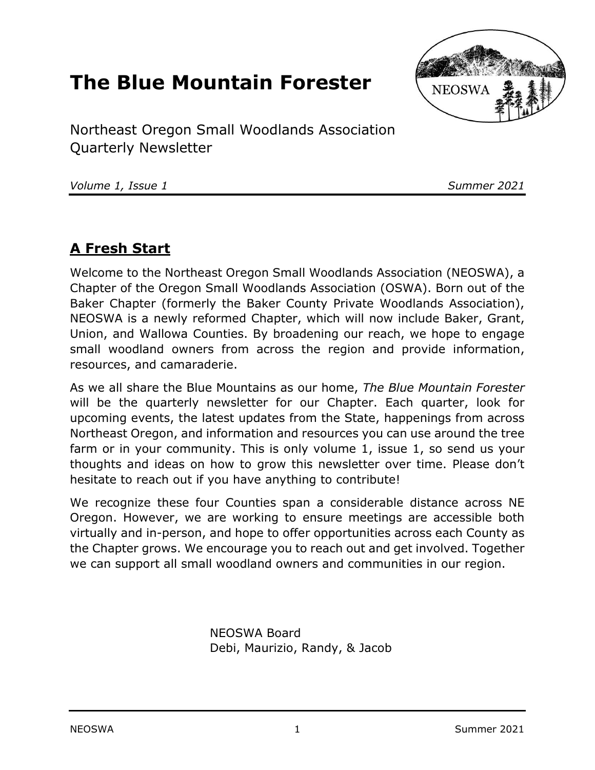# The Blue Mountain Forester

Northeast Oregon Small Woodlands Association
Quarterly Newsletter

*Volume 1, Issue 1* *Summer 2021*

## A Fresh Start

Welcome to the Northeast Oregon Small Woodlands Association (NEOSWA), a Chapter of the Oregon Small Woodlands Association (OSWA). Born out of the Baker Chapter (formerly the Baker County Private Woodlands Association), NEOSWA is a newly reformed Chapter, which will now include Baker, Grant, Union, and Wallowa Counties. By broadening our reach, we hope to engage small woodland owners from across the region and provide information, resources, and camaraderie.

As we all share the Blue Mountains as our home, *The Blue Mountain Forester* will be the quarterly newsletter for our Chapter. Each quarter, look for upcoming events, the latest updates from the State, happenings from across Northeast Oregon, and information and resources you can use around the tree farm or in your community. This is only volume 1, issue 1, so send us your thoughts and ideas on how to grow this newsletter over time. Please don't hesitate to reach out if you have anything to contribute!

We recognize these four Counties span a considerable distance across NE Oregon. However, we are working to ensure meetings are accessible both virtually and in-person, and hope to offer opportunities across each County as the Chapter grows. We encourage you to reach out and get involved. Together we can support all small woodland owners and communities in our region.

NEOSWA Board
Debi, Maurizio, Randy, & Jacob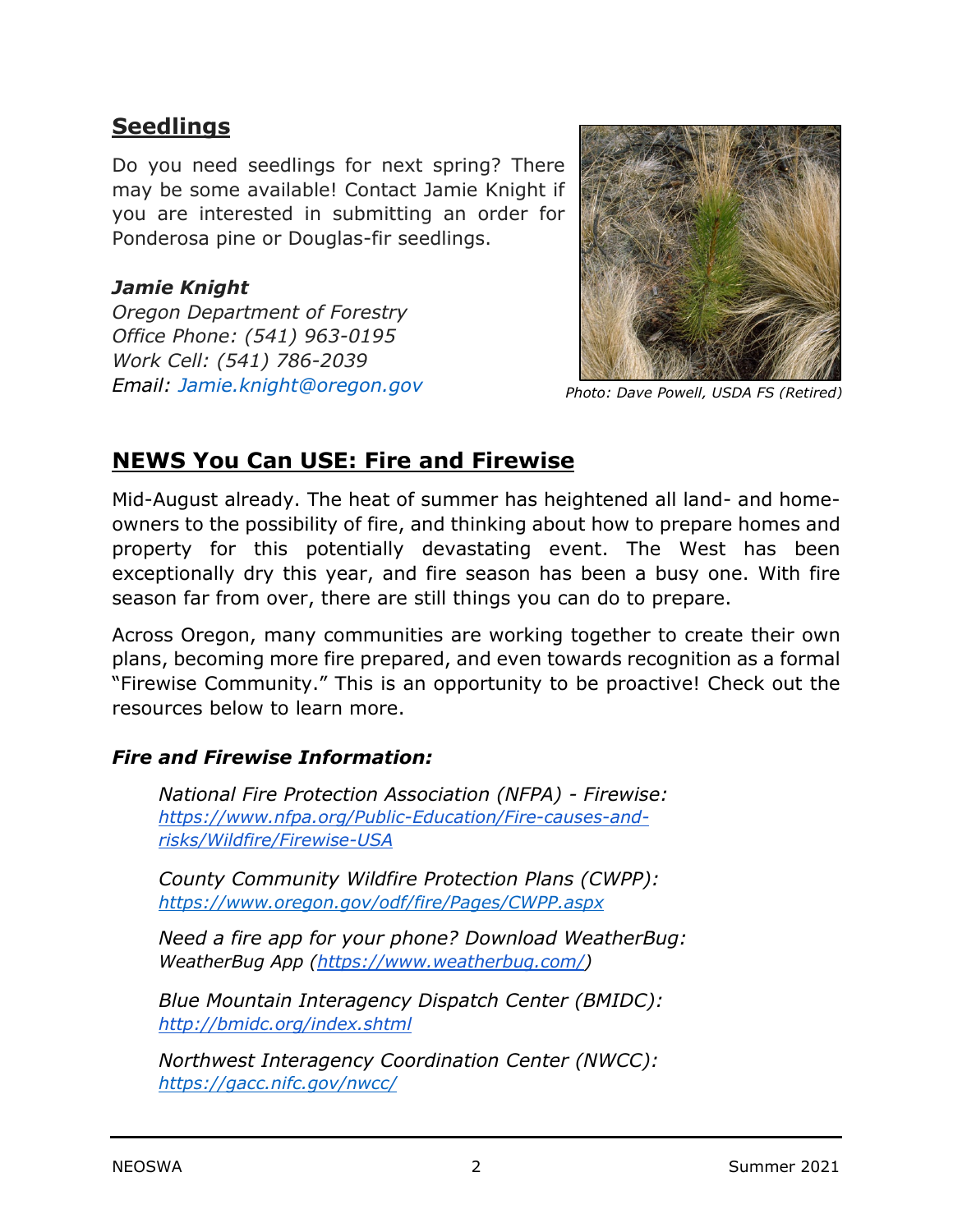## Seedlings

Do you need seedlings for next spring? There may be some available! Contact Jamie Knight if you are interested in submitting an order for Ponderosa pine or Douglas-fir seedlings.

***Jamie Knight***
*Oregon Department of Forestry*
*Office Phone: (541) 963-0195*
*Work Cell: (541) 786-2039*
*Email: Jamie.knight@oregon.gov*

*Photo: Dave Powell, USDA FS (Retired)*

## NEWS You Can USE: Fire and Firewise

Mid-August already. The heat of summer has heightened all land- and home-owners to the possibility of fire, and thinking about how to prepare homes and property for this potentially devastating event. The West has been exceptionally dry this year, and fire season has been a busy one. With fire season far from over, there are still things you can do to prepare.

Across Oregon, many communities are working together to create their own plans, becoming more fire prepared, and even towards recognition as a formal "Firewise Community." This is an opportunity to be proactive! Check out the resources below to learn more.

***Fire and Firewise Information:***

*National Fire Protection Association (NFPA) - Firewise:*
*https://www.nfpa.org/Public-Education/Fire-causes-and-risks/Wildfire/Firewise-USA*

*County Community Wildfire Protection Plans (CWPP):*
*https://www.oregon.gov/odf/fire/Pages/CWPP.aspx*

*Need a fire app for your phone? Download WeatherBug:*
*WeatherBug App (https://www.weatherbug.com/)*

*Blue Mountain Interagency Dispatch Center (BMIDC):*
*http://bmidc.org/index.shtml*

*Northwest Interagency Coordination Center (NWCC):*
*https://gacc.nifc.gov/nwcc/*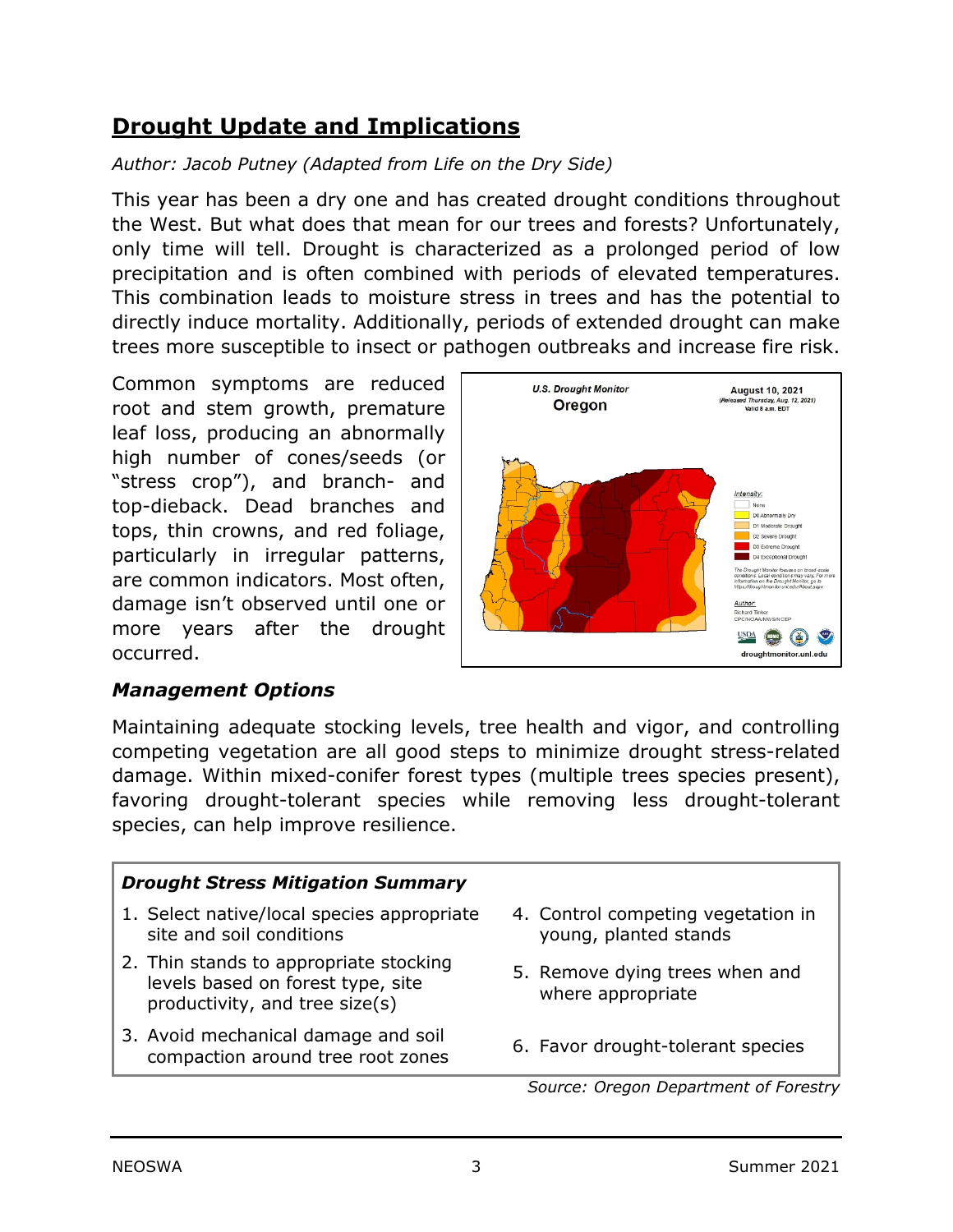## Drought Update and Implications

*Author: Jacob Putney (Adapted from Life on the Dry Side)*

This year has been a dry one and has created drought conditions throughout the West. But what does that mean for our trees and forests? Unfortunately, only time will tell. Drought is characterized as a prolonged period of low precipitation and is often combined with periods of elevated temperatures. This combination leads to moisture stress in trees and has the potential to directly induce mortality. Additionally, periods of extended drought can make trees more susceptible to insect or pathogen outbreaks and increase fire risk.

Common symptoms are reduced root and stem growth, premature leaf loss, producing an abnormally high number of cones/seeds (or "stress crop"), and branch- and top-dieback. Dead branches and tops, thin crowns, and red foliage, particularly in irregular patterns, are common indicators. Most often, damage isn't observed until one or more years after the drought occurred.

### *Management Options*

Maintaining adequate stocking levels, tree health and vigor, and controlling competing vegetation are all good steps to minimize drought stress-related damage. Within mixed-conifer forest types (multiple trees species present), favoring drought-tolerant species while removing less drought-tolerant species, can help improve resilience.

***Drought Stress Mitigation Summary***

1. Select native/local species appropriate site and soil conditions
2. Thin stands to appropriate stocking levels based on forest type, site productivity, and tree size(s)
3. Avoid mechanical damage and soil compaction around tree root zones
4. Control competing vegetation in young, planted stands
5. Remove dying trees when and where appropriate
6. Favor drought-tolerant species

*Source: Oregon Department of Forestry*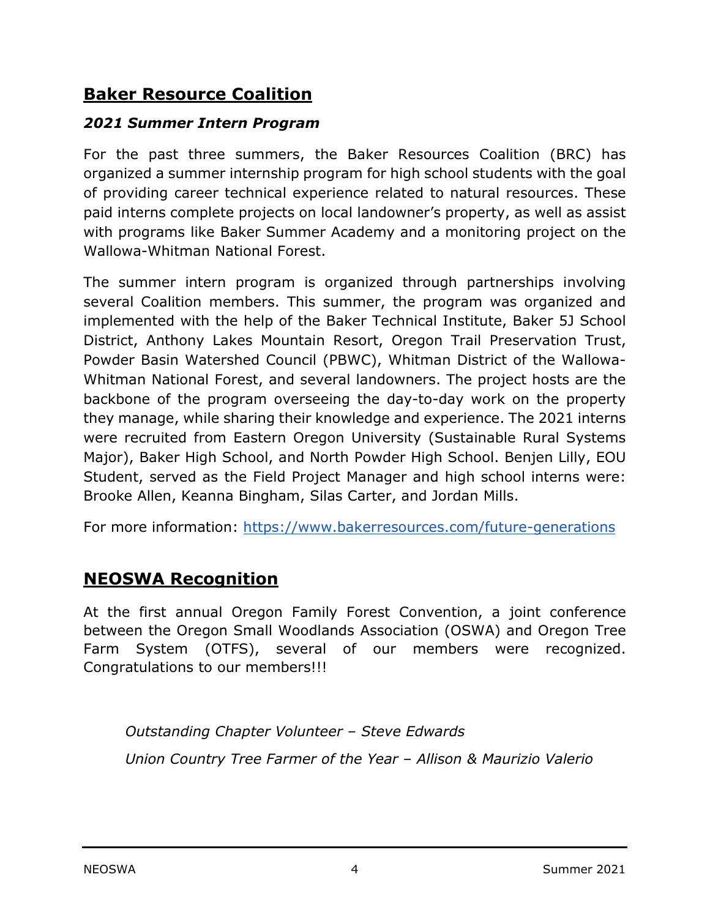## Baker Resource Coalition

### *2021 Summer Intern Program*

For the past three summers, the Baker Resources Coalition (BRC) has organized a summer internship program for high school students with the goal of providing career technical experience related to natural resources. These paid interns complete projects on local landowner's property, as well as assist with programs like Baker Summer Academy and a monitoring project on the Wallowa-Whitman National Forest.

The summer intern program is organized through partnerships involving several Coalition members. This summer, the program was organized and implemented with the help of the Baker Technical Institute, Baker 5J School District, Anthony Lakes Mountain Resort, Oregon Trail Preservation Trust, Powder Basin Watershed Council (PBWC), Whitman District of the Wallowa-Whitman National Forest, and several landowners. The project hosts are the backbone of the program overseeing the day-to-day work on the property they manage, while sharing their knowledge and experience. The 2021 interns were recruited from Eastern Oregon University (Sustainable Rural Systems Major), Baker High School, and North Powder High School. Benjen Lilly, EOU Student, served as the Field Project Manager and high school interns were: Brooke Allen, Keanna Bingham, Silas Carter, and Jordan Mills.

For more information: https://www.bakerresources.com/future-generations

## NEOSWA Recognition

At the first annual Oregon Family Forest Convention, a joint conference between the Oregon Small Woodlands Association (OSWA) and Oregon Tree Farm System (OTFS), several of our members were recognized. Congratulations to our members!!!

*Outstanding Chapter Volunteer – Steve Edwards*

*Union Country Tree Farmer of the Year – Allison & Maurizio Valerio*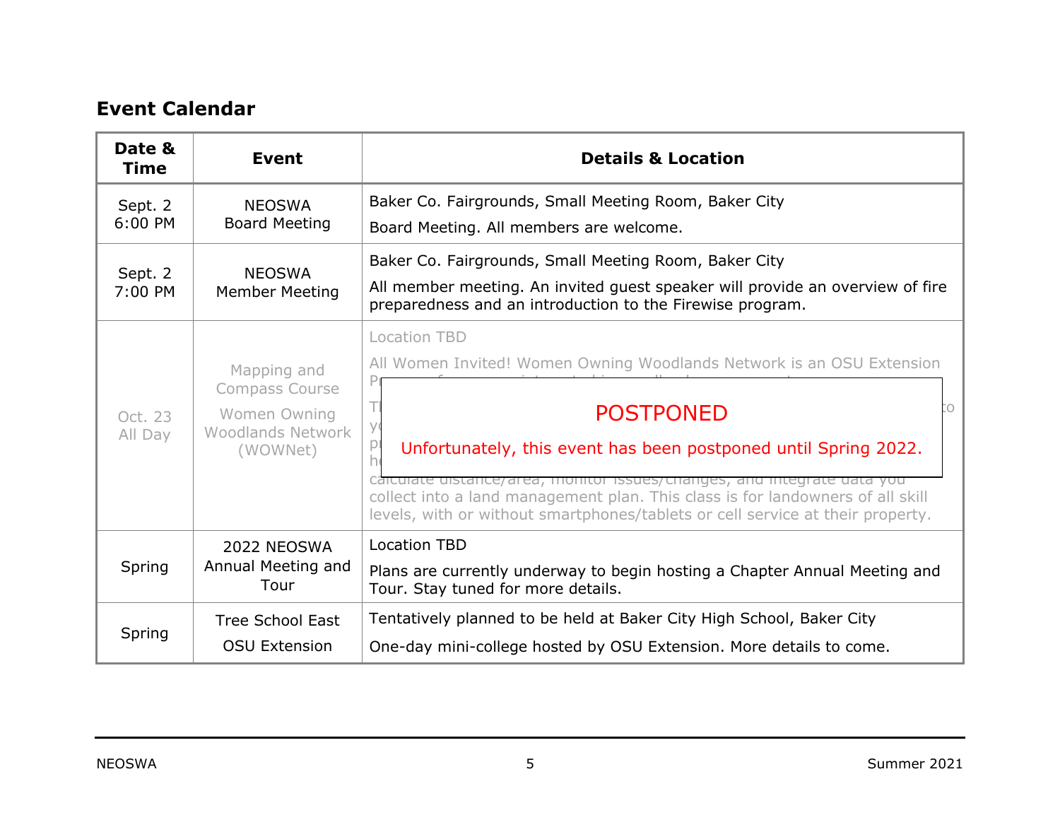## Event Calendar

| Date & Time | Event | Details & Location |
| --- | --- | --- |
| Sept. 2 6:00 PM | NEOSWA Board Meeting | Baker Co. Fairgrounds, Small Meeting Room, Baker City<br>Board Meeting. All members are welcome. |
| Sept. 2 7:00 PM | NEOSWA Member Meeting | Baker Co. Fairgrounds, Small Meeting Room, Baker City<br>All member meeting. An invited guest speaker will provide an overview of fire preparedness and an introduction to the Firewise program. |
| Oct. 23 All Day | Mapping and Compass Course<br>Women Owning Woodlands Network (WOWNet) | Location TBD<br>All Women Invited! Women Owning Woodlands Network is an OSU Extension Pr... calculate distance/area, monitor issues/changes, and integrate data you collect into a land management plan. This class is for landowners of all skill levels, with or without smartphones/tablets or cell service at their property.<br>**POSTPONED**<br>Unfortunately, this event has been postponed until Spring 2022. |
| Spring | 2022 NEOSWA Annual Meeting and Tour | Location TBD<br>Plans are currently underway to begin hosting a Chapter Annual Meeting and Tour. Stay tuned for more details. |
| Spring | Tree School East<br>OSU Extension | Tentatively planned to be held at Baker City High School, Baker City<br>One-day mini-college hosted by OSU Extension. More details to come. |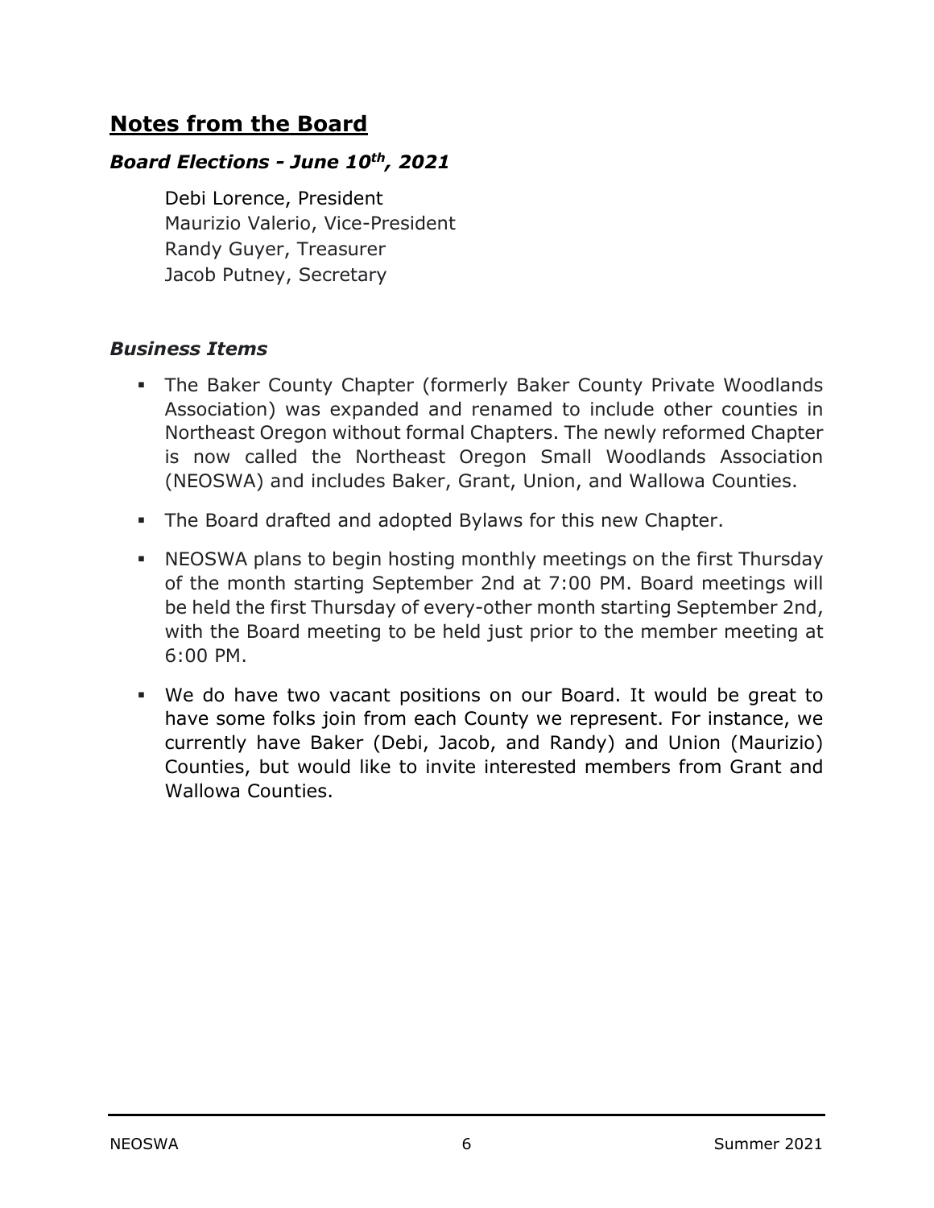## Notes from the Board

### *Board Elections - June 10th, 2021*

Debi Lorence, President
Maurizio Valerio, Vice-President
Randy Guyer, Treasurer
Jacob Putney, Secretary

### *Business Items*

- The Baker County Chapter (formerly Baker County Private Woodlands Association) was expanded and renamed to include other counties in Northeast Oregon without formal Chapters. The newly reformed Chapter is now called the Northeast Oregon Small Woodlands Association (NEOSWA) and includes Baker, Grant, Union, and Wallowa Counties.
- The Board drafted and adopted Bylaws for this new Chapter.
- NEOSWA plans to begin hosting monthly meetings on the first Thursday of the month starting September 2nd at 7:00 PM. Board meetings will be held the first Thursday of every-other month starting September 2nd, with the Board meeting to be held just prior to the member meeting at 6:00 PM.
- We do have two vacant positions on our Board. It would be great to have some folks join from each County we represent. For instance, we currently have Baker (Debi, Jacob, and Randy) and Union (Maurizio) Counties, but would like to invite interested members from Grant and Wallowa Counties.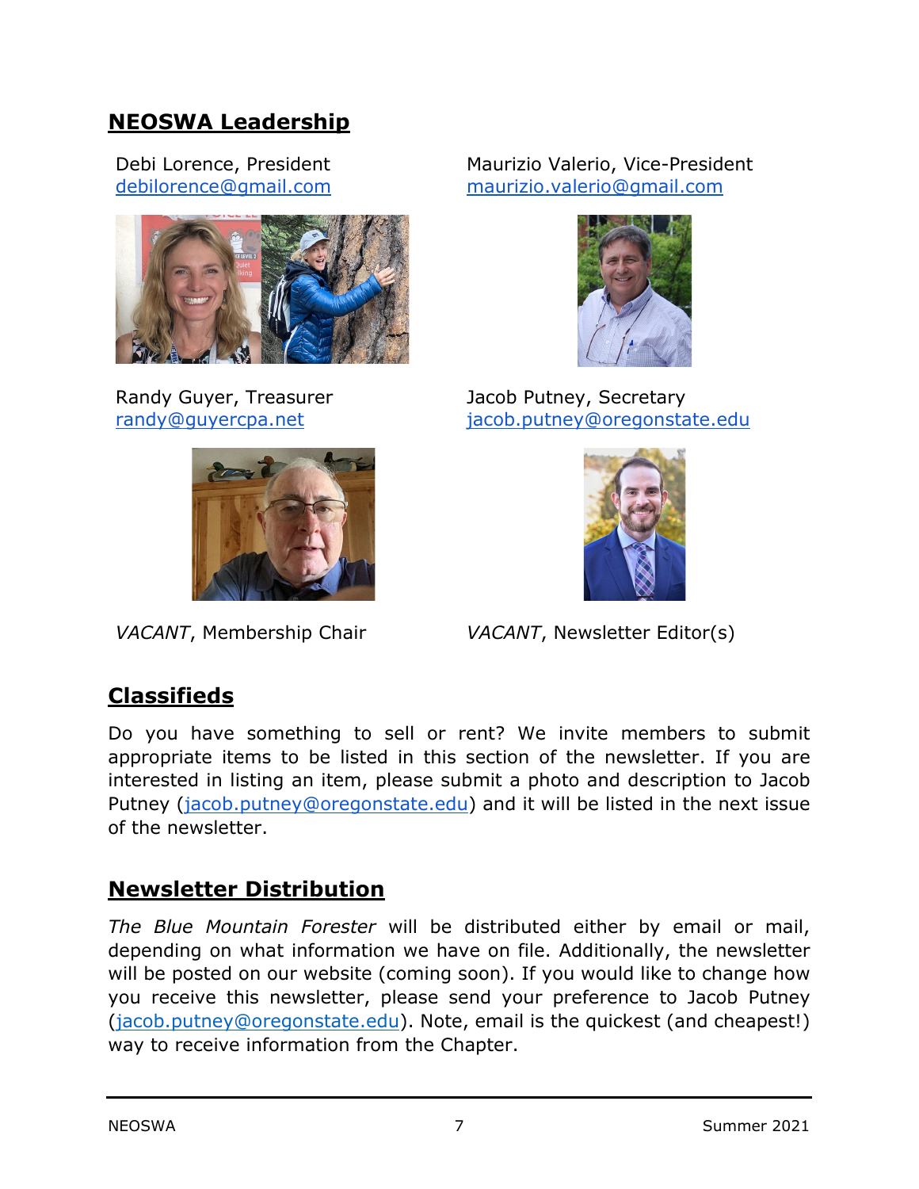## NEOSWA Leadership

Debi Lorence, President
debilorence@gmail.com

Maurizio Valerio, Vice-President
maurizio.valerio@gmail.com

Randy Guyer, Treasurer
randy@guyercpa.net

Jacob Putney, Secretary
jacob.putney@oregonstate.edu

*VACANT*, Membership Chair

*VACANT*, Newsletter Editor(s)

## Classifieds

Do you have something to sell or rent? We invite members to submit appropriate items to be listed in this section of the newsletter. If you are interested in listing an item, please submit a photo and description to Jacob Putney (jacob.putney@oregonstate.edu) and it will be listed in the next issue of the newsletter.

## Newsletter Distribution

*The Blue Mountain Forester* will be distributed either by email or mail, depending on what information we have on file. Additionally, the newsletter will be posted on our website (coming soon). If you would like to change how you receive this newsletter, please send your preference to Jacob Putney (jacob.putney@oregonstate.edu). Note, email is the quickest (and cheapest!) way to receive information from the Chapter.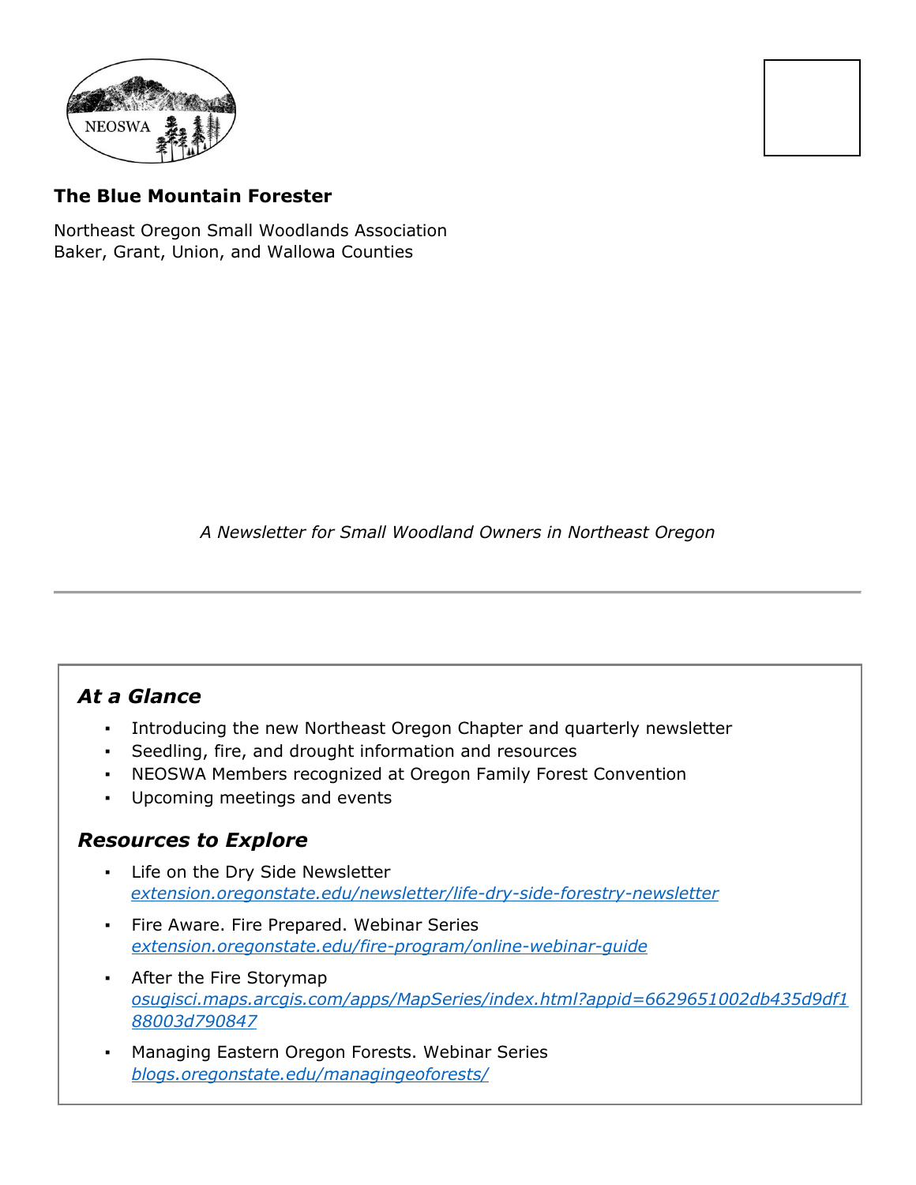NEOSWA

**The Blue Mountain Forester**

Northeast Oregon Small Woodlands Association
Baker, Grant, Union, and Wallowa Counties

*A Newsletter for Small Woodland Owners in Northeast Oregon*

---

### *At a Glance*

- Introducing the new Northeast Oregon Chapter and quarterly newsletter
- Seedling, fire, and drought information and resources
- NEOSWA Members recognized at Oregon Family Forest Convention
- Upcoming meetings and events

### *Resources to Explore*

- Life on the Dry Side Newsletter
  *extension.oregonstate.edu/newsletter/life-dry-side-forestry-newsletter*
- Fire Aware. Fire Prepared. Webinar Series
  *extension.oregonstate.edu/fire-program/online-webinar-guide*
- After the Fire Storymap
  *osugisci.maps.arcgis.com/apps/MapSeries/index.html?appid=6629651002db435d9df188003d790847*
- Managing Eastern Oregon Forests. Webinar Series
  *blogs.oregonstate.edu/managingeoforests/*